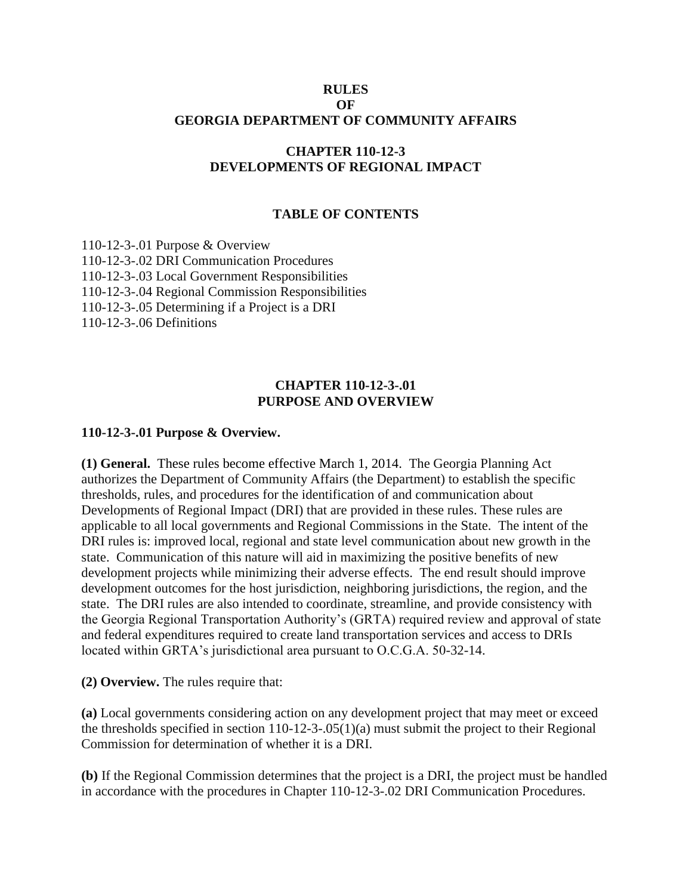# RULES
# OF
# GEORGIA DEPARTMENT OF COMMUNITY AFFAIRS

## CHAPTER 110-12-3
## DEVELOPMENTS OF REGIONAL IMPACT

### TABLE OF CONTENTS

110-12-3-.01 Purpose & Overview
110-12-3-.02 DRI Communication Procedures
110-12-3-.03 Local Government Responsibilities
110-12-3-.04 Regional Commission Responsibilities
110-12-3-.05 Determining if a Project is a DRI
110-12-3-.06 Definitions

## CHAPTER 110-12-3-.01
## PURPOSE AND OVERVIEW

### 110-12-3-.01 Purpose & Overview.

**(1) General.** These rules become effective March 1, 2014. The Georgia Planning Act authorizes the Department of Community Affairs (the Department) to establish the specific thresholds, rules, and procedures for the identification of and communication about Developments of Regional Impact (DRI) that are provided in these rules. These rules are applicable to all local governments and Regional Commissions in the State. The intent of the DRI rules is: improved local, regional and state level communication about new growth in the state. Communication of this nature will aid in maximizing the positive benefits of new development projects while minimizing their adverse effects. The end result should improve development outcomes for the host jurisdiction, neighboring jurisdictions, the region, and the state. The DRI rules are also intended to coordinate, streamline, and provide consistency with the Georgia Regional Transportation Authority's (GRTA) required review and approval of state and federal expenditures required to create land transportation services and access to DRIs located within GRTA's jurisdictional area pursuant to O.C.G.A. 50-32-14.

**(2) Overview.** The rules require that:

**(a)** Local governments considering action on any development project that may meet or exceed the thresholds specified in section 110-12-3-.05(1)(a) must submit the project to their Regional Commission for determination of whether it is a DRI.

**(b)** If the Regional Commission determines that the project is a DRI, the project must be handled in accordance with the procedures in Chapter 110-12-3-.02 DRI Communication Procedures.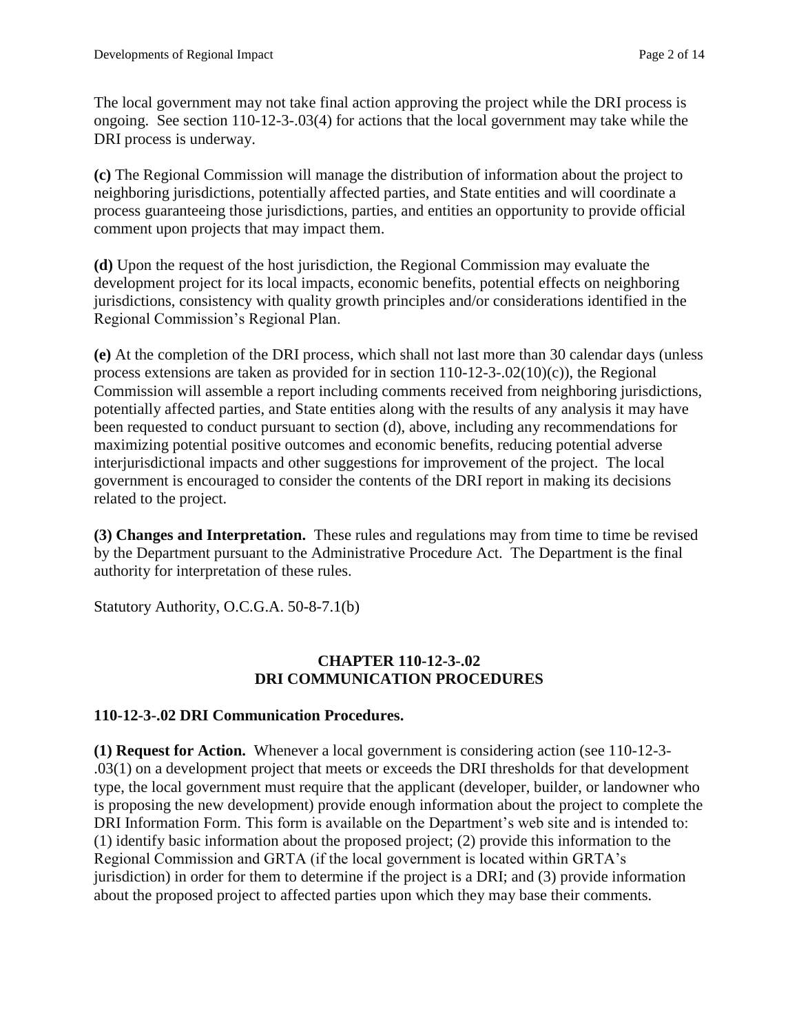The local government may not take final action approving the project while the DRI process is ongoing. See section 110-12-3-.03(4) for actions that the local government may take while the DRI process is underway.

**(c)** The Regional Commission will manage the distribution of information about the project to neighboring jurisdictions, potentially affected parties, and State entities and will coordinate a process guaranteeing those jurisdictions, parties, and entities an opportunity to provide official comment upon projects that may impact them.

**(d)** Upon the request of the host jurisdiction, the Regional Commission may evaluate the development project for its local impacts, economic benefits, potential effects on neighboring jurisdictions, consistency with quality growth principles and/or considerations identified in the Regional Commission's Regional Plan.

**(e)** At the completion of the DRI process, which shall not last more than 30 calendar days (unless process extensions are taken as provided for in section 110-12-3-.02(10)(c)), the Regional Commission will assemble a report including comments received from neighboring jurisdictions, potentially affected parties, and State entities along with the results of any analysis it may have been requested to conduct pursuant to section (d), above, including any recommendations for maximizing potential positive outcomes and economic benefits, reducing potential adverse interjurisdictional impacts and other suggestions for improvement of the project. The local government is encouraged to consider the contents of the DRI report in making its decisions related to the project.

**(3) Changes and Interpretation.** These rules and regulations may from time to time be revised by the Department pursuant to the Administrative Procedure Act. The Department is the final authority for interpretation of these rules.

Statutory Authority, O.C.G.A. 50-8-7.1(b)

## CHAPTER 110-12-3-.02
## DRI COMMUNICATION PROCEDURES

### 110-12-3-.02 DRI Communication Procedures.

**(1) Request for Action.** Whenever a local government is considering action (see 110-12-3-.03(1) on a development project that meets or exceeds the DRI thresholds for that development type, the local government must require that the applicant (developer, builder, or landowner who is proposing the new development) provide enough information about the project to complete the DRI Information Form. This form is available on the Department's web site and is intended to: (1) identify basic information about the proposed project; (2) provide this information to the Regional Commission and GRTA (if the local government is located within GRTA's jurisdiction) in order for them to determine if the project is a DRI; and (3) provide information about the proposed project to affected parties upon which they may base their comments.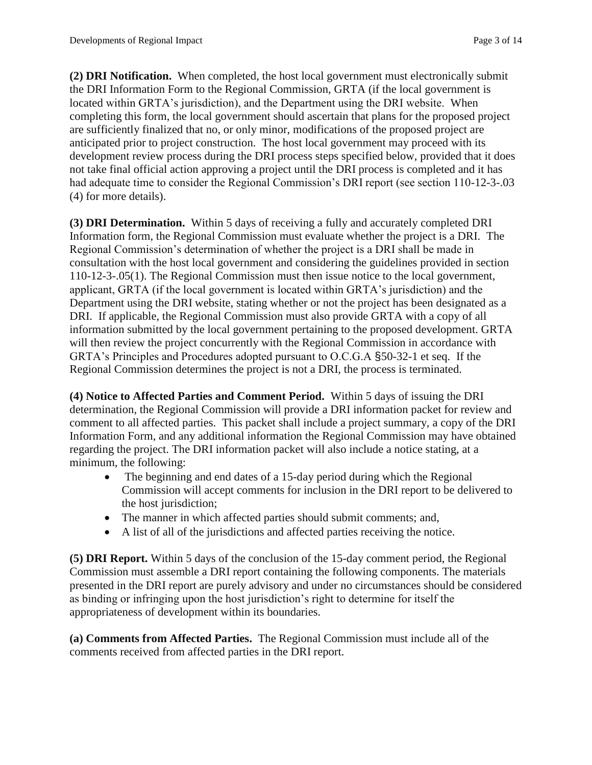**(2) DRI Notification.** When completed, the host local government must electronically submit the DRI Information Form to the Regional Commission, GRTA (if the local government is located within GRTA's jurisdiction), and the Department using the DRI website. When completing this form, the local government should ascertain that plans for the proposed project are sufficiently finalized that no, or only minor, modifications of the proposed project are anticipated prior to project construction. The host local government may proceed with its development review process during the DRI process steps specified below, provided that it does not take final official action approving a project until the DRI process is completed and it has had adequate time to consider the Regional Commission's DRI report (see section 110-12-3-.03 (4) for more details).

**(3) DRI Determination.** Within 5 days of receiving a fully and accurately completed DRI Information form, the Regional Commission must evaluate whether the project is a DRI. The Regional Commission's determination of whether the project is a DRI shall be made in consultation with the host local government and considering the guidelines provided in section 110-12-3-.05(1). The Regional Commission must then issue notice to the local government, applicant, GRTA (if the local government is located within GRTA's jurisdiction) and the Department using the DRI website, stating whether or not the project has been designated as a DRI. If applicable, the Regional Commission must also provide GRTA with a copy of all information submitted by the local government pertaining to the proposed development. GRTA will then review the project concurrently with the Regional Commission in accordance with GRTA's Principles and Procedures adopted pursuant to O.C.G.A §50-32-1 et seq. If the Regional Commission determines the project is not a DRI, the process is terminated.

**(4) Notice to Affected Parties and Comment Period.** Within 5 days of issuing the DRI determination, the Regional Commission will provide a DRI information packet for review and comment to all affected parties. This packet shall include a project summary, a copy of the DRI Information Form, and any additional information the Regional Commission may have obtained regarding the project. The DRI information packet will also include a notice stating, at a minimum, the following:

- The beginning and end dates of a 15-day period during which the Regional Commission will accept comments for inclusion in the DRI report to be delivered to the host jurisdiction;
- The manner in which affected parties should submit comments; and,
- A list of all of the jurisdictions and affected parties receiving the notice.

**(5) DRI Report.** Within 5 days of the conclusion of the 15-day comment period, the Regional Commission must assemble a DRI report containing the following components. The materials presented in the DRI report are purely advisory and under no circumstances should be considered as binding or infringing upon the host jurisdiction's right to determine for itself the appropriateness of development within its boundaries.

**(a) Comments from Affected Parties.** The Regional Commission must include all of the comments received from affected parties in the DRI report.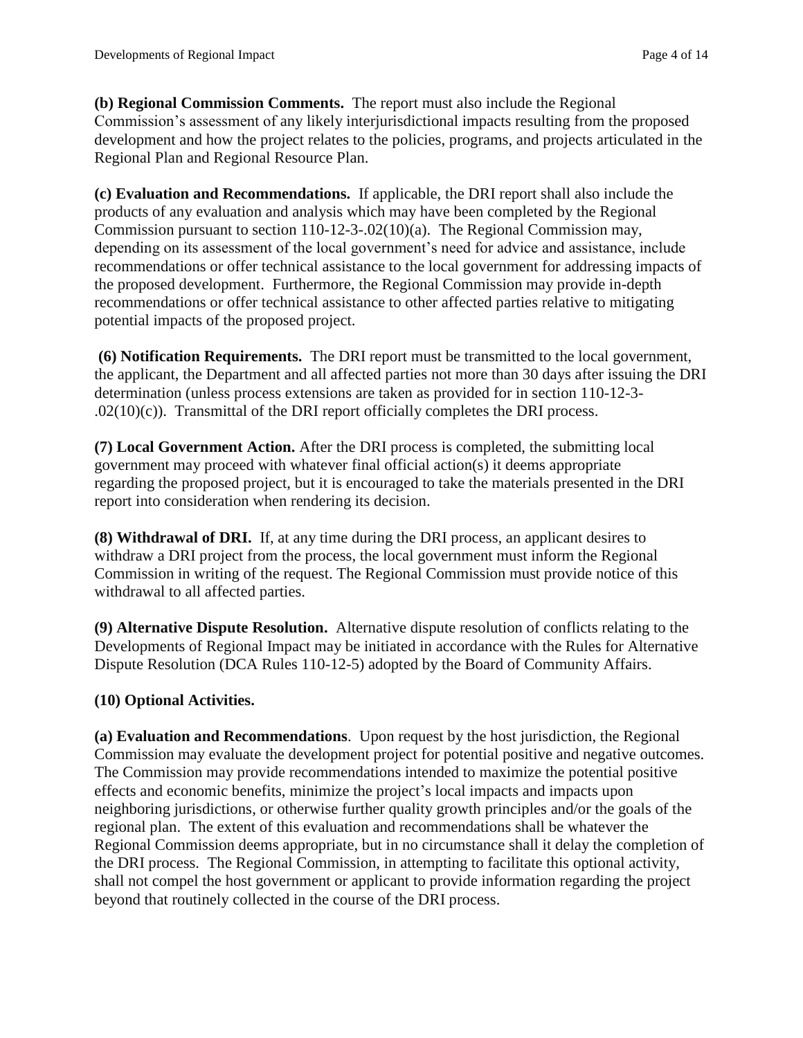**(b) Regional Commission Comments.** The report must also include the Regional Commission's assessment of any likely interjurisdictional impacts resulting from the proposed development and how the project relates to the policies, programs, and projects articulated in the Regional Plan and Regional Resource Plan.

**(c) Evaluation and Recommendations.** If applicable, the DRI report shall also include the products of any evaluation and analysis which may have been completed by the Regional Commission pursuant to section 110-12-3-.02(10)(a). The Regional Commission may, depending on its assessment of the local government's need for advice and assistance, include recommendations or offer technical assistance to the local government for addressing impacts of the proposed development. Furthermore, the Regional Commission may provide in-depth recommendations or offer technical assistance to other affected parties relative to mitigating potential impacts of the proposed project.

**(6) Notification Requirements.** The DRI report must be transmitted to the local government, the applicant, the Department and all affected parties not more than 30 days after issuing the DRI determination (unless process extensions are taken as provided for in section 110-12-3-.02(10)(c)). Transmittal of the DRI report officially completes the DRI process.

**(7) Local Government Action.** After the DRI process is completed, the submitting local government may proceed with whatever final official action(s) it deems appropriate regarding the proposed project, but it is encouraged to take the materials presented in the DRI report into consideration when rendering its decision.

**(8) Withdrawal of DRI.** If, at any time during the DRI process, an applicant desires to withdraw a DRI project from the process, the local government must inform the Regional Commission in writing of the request. The Regional Commission must provide notice of this withdrawal to all affected parties.

**(9) Alternative Dispute Resolution.** Alternative dispute resolution of conflicts relating to the Developments of Regional Impact may be initiated in accordance with the Rules for Alternative Dispute Resolution (DCA Rules 110-12-5) adopted by the Board of Community Affairs.

**(10) Optional Activities.**

**(a) Evaluation and Recommendations**. Upon request by the host jurisdiction, the Regional Commission may evaluate the development project for potential positive and negative outcomes. The Commission may provide recommendations intended to maximize the potential positive effects and economic benefits, minimize the project's local impacts and impacts upon neighboring jurisdictions, or otherwise further quality growth principles and/or the goals of the regional plan. The extent of this evaluation and recommendations shall be whatever the Regional Commission deems appropriate, but in no circumstance shall it delay the completion of the DRI process. The Regional Commission, in attempting to facilitate this optional activity, shall not compel the host government or applicant to provide information regarding the project beyond that routinely collected in the course of the DRI process.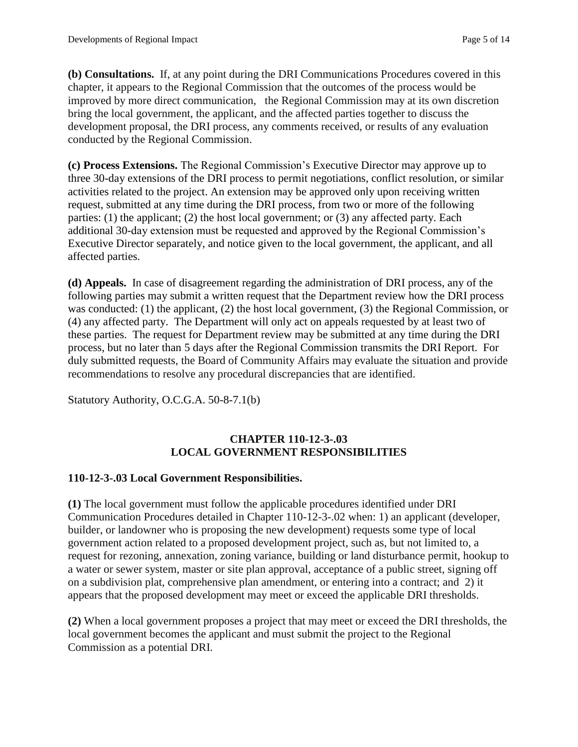**(b) Consultations.** If, at any point during the DRI Communications Procedures covered in this chapter, it appears to the Regional Commission that the outcomes of the process would be improved by more direct communication, the Regional Commission may at its own discretion bring the local government, the applicant, and the affected parties together to discuss the development proposal, the DRI process, any comments received, or results of any evaluation conducted by the Regional Commission.

**(c) Process Extensions.** The Regional Commission's Executive Director may approve up to three 30-day extensions of the DRI process to permit negotiations, conflict resolution, or similar activities related to the project. An extension may be approved only upon receiving written request, submitted at any time during the DRI process, from two or more of the following parties: (1) the applicant; (2) the host local government; or (3) any affected party. Each additional 30-day extension must be requested and approved by the Regional Commission's Executive Director separately, and notice given to the local government, the applicant, and all affected parties.

**(d) Appeals.** In case of disagreement regarding the administration of DRI process, any of the following parties may submit a written request that the Department review how the DRI process was conducted: (1) the applicant, (2) the host local government, (3) the Regional Commission, or (4) any affected party. The Department will only act on appeals requested by at least two of these parties. The request for Department review may be submitted at any time during the DRI process, but no later than 5 days after the Regional Commission transmits the DRI Report. For duly submitted requests, the Board of Community Affairs may evaluate the situation and provide recommendations to resolve any procedural discrepancies that are identified.

Statutory Authority, O.C.G.A. 50-8-7.1(b)

## CHAPTER 110-12-3-.03
## LOCAL GOVERNMENT RESPONSIBILITIES

### 110-12-3-.03 Local Government Responsibilities.

**(1)** The local government must follow the applicable procedures identified under DRI Communication Procedures detailed in Chapter 110-12-3-.02 when: 1) an applicant (developer, builder, or landowner who is proposing the new development) requests some type of local government action related to a proposed development project, such as, but not limited to, a request for rezoning, annexation, zoning variance, building or land disturbance permit, hookup to a water or sewer system, master or site plan approval, acceptance of a public street, signing off on a subdivision plat, comprehensive plan amendment, or entering into a contract; and 2) it appears that the proposed development may meet or exceed the applicable DRI thresholds.

**(2)** When a local government proposes a project that may meet or exceed the DRI thresholds, the local government becomes the applicant and must submit the project to the Regional Commission as a potential DRI.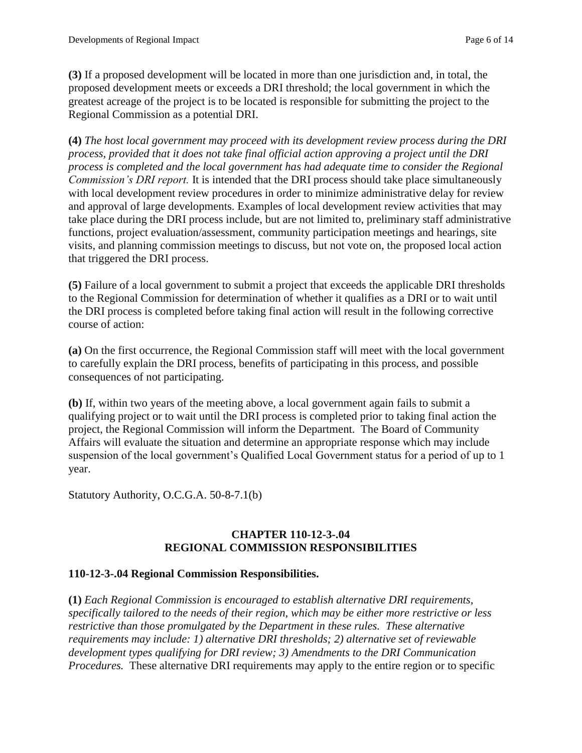**(3)** If a proposed development will be located in more than one jurisdiction and, in total, the proposed development meets or exceeds a DRI threshold; the local government in which the greatest acreage of the project is to be located is responsible for submitting the project to the Regional Commission as a potential DRI.

**(4)** *The host local government may proceed with its development review process during the DRI process, provided that it does not take final official action approving a project until the DRI process is completed and the local government has had adequate time to consider the Regional Commission's DRI report.* It is intended that the DRI process should take place simultaneously with local development review procedures in order to minimize administrative delay for review and approval of large developments. Examples of local development review activities that may take place during the DRI process include, but are not limited to, preliminary staff administrative functions, project evaluation/assessment, community participation meetings and hearings, site visits, and planning commission meetings to discuss, but not vote on, the proposed local action that triggered the DRI process.

**(5)** Failure of a local government to submit a project that exceeds the applicable DRI thresholds to the Regional Commission for determination of whether it qualifies as a DRI or to wait until the DRI process is completed before taking final action will result in the following corrective course of action:

**(a)** On the first occurrence, the Regional Commission staff will meet with the local government to carefully explain the DRI process, benefits of participating in this process, and possible consequences of not participating.

**(b)** If, within two years of the meeting above, a local government again fails to submit a qualifying project or to wait until the DRI process is completed prior to taking final action the project, the Regional Commission will inform the Department. The Board of Community Affairs will evaluate the situation and determine an appropriate response which may include suspension of the local government's Qualified Local Government status for a period of up to 1 year.

Statutory Authority, O.C.G.A. 50-8-7.1(b)

## CHAPTER 110-12-3-.04 REGIONAL COMMISSION RESPONSIBILITIES

### 110-12-3-.04 Regional Commission Responsibilities.

**(1)** *Each Regional Commission is encouraged to establish alternative DRI requirements, specifically tailored to the needs of their region, which may be either more restrictive or less restrictive than those promulgated by the Department in these rules. These alternative requirements may include: 1) alternative DRI thresholds; 2) alternative set of reviewable development types qualifying for DRI review; 3) Amendments to the DRI Communication Procedures.* These alternative DRI requirements may apply to the entire region or to specific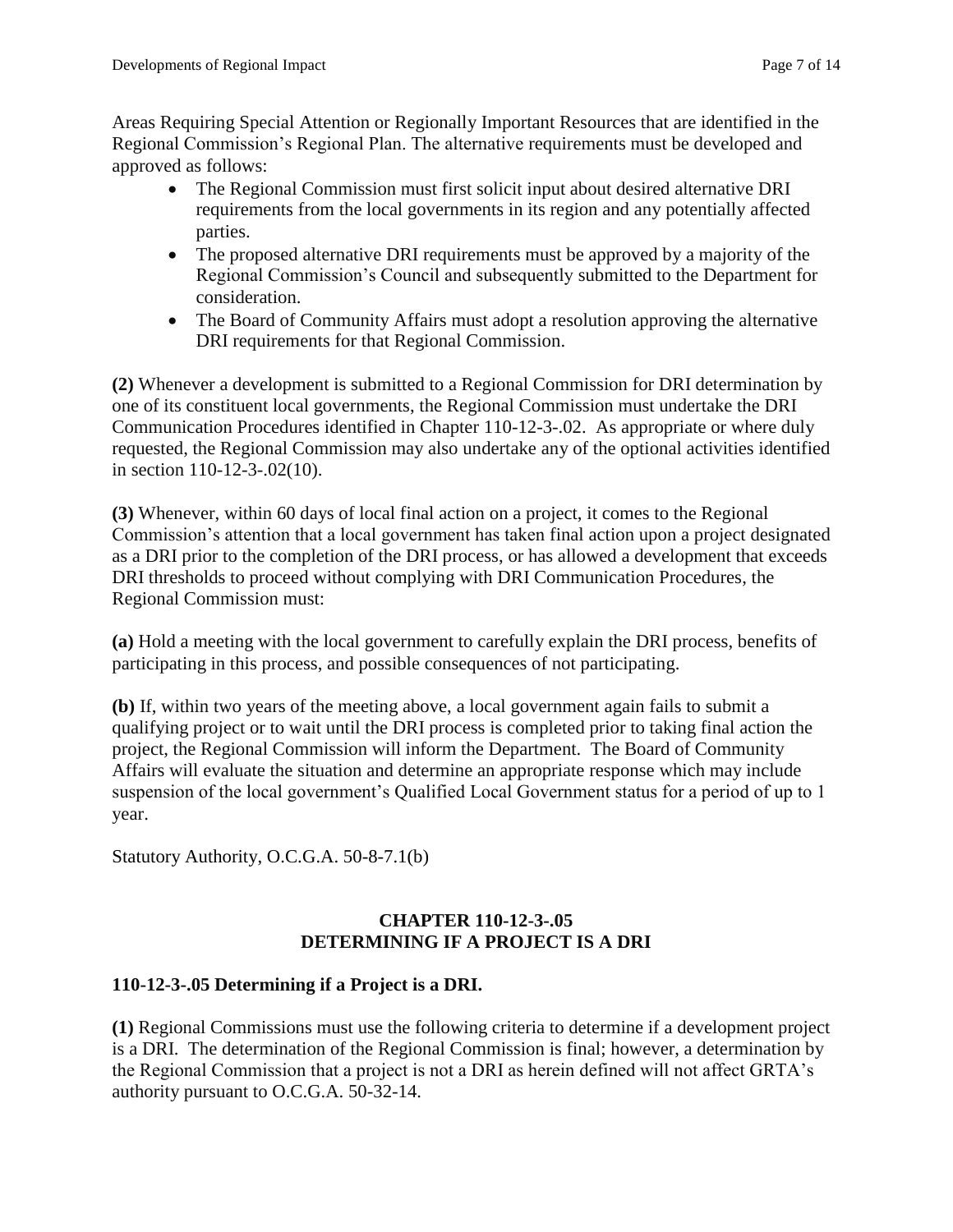Areas Requiring Special Attention or Regionally Important Resources that are identified in the Regional Commission's Regional Plan. The alternative requirements must be developed and approved as follows:

- The Regional Commission must first solicit input about desired alternative DRI requirements from the local governments in its region and any potentially affected parties.
- The proposed alternative DRI requirements must be approved by a majority of the Regional Commission's Council and subsequently submitted to the Department for consideration.
- The Board of Community Affairs must adopt a resolution approving the alternative DRI requirements for that Regional Commission.

**(2)** Whenever a development is submitted to a Regional Commission for DRI determination by one of its constituent local governments, the Regional Commission must undertake the DRI Communication Procedures identified in Chapter 110-12-3-.02. As appropriate or where duly requested, the Regional Commission may also undertake any of the optional activities identified in section 110-12-3-.02(10).

**(3)** Whenever, within 60 days of local final action on a project, it comes to the Regional Commission's attention that a local government has taken final action upon a project designated as a DRI prior to the completion of the DRI process, or has allowed a development that exceeds DRI thresholds to proceed without complying with DRI Communication Procedures, the Regional Commission must:

**(a)** Hold a meeting with the local government to carefully explain the DRI process, benefits of participating in this process, and possible consequences of not participating.

**(b)** If, within two years of the meeting above, a local government again fails to submit a qualifying project or to wait until the DRI process is completed prior to taking final action the project, the Regional Commission will inform the Department. The Board of Community Affairs will evaluate the situation and determine an appropriate response which may include suspension of the local government's Qualified Local Government status for a period of up to 1 year.

Statutory Authority, O.C.G.A. 50-8-7.1(b)

## CHAPTER 110-12-3-.05
## DETERMINING IF A PROJECT IS A DRI

### 110-12-3-.05 Determining if a Project is a DRI.

**(1)** Regional Commissions must use the following criteria to determine if a development project is a DRI. The determination of the Regional Commission is final; however, a determination by the Regional Commission that a project is not a DRI as herein defined will not affect GRTA's authority pursuant to O.C.G.A. 50-32-14.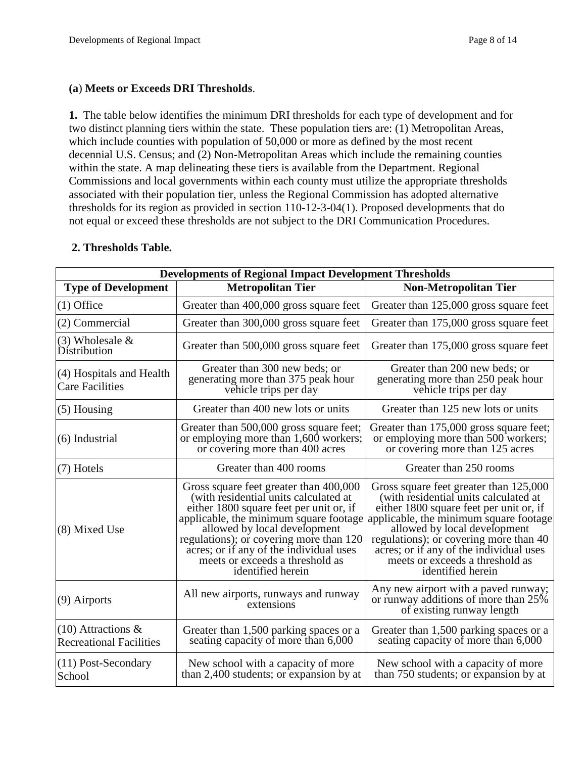**(a) Meets or Exceeds DRI Thresholds**.

**1.** The table below identifies the minimum DRI thresholds for each type of development and for two distinct planning tiers within the state. These population tiers are: (1) Metropolitan Areas, which include counties with population of 50,000 or more as defined by the most recent decennial U.S. Census; and (2) Non-Metropolitan Areas which include the remaining counties within the state. A map delineating these tiers is available from the Department. Regional Commissions and local governments within each county must utilize the appropriate thresholds associated with their population tier, unless the Regional Commission has adopted alternative thresholds for its region as provided in section 110-12-3-04(1). Proposed developments that do not equal or exceed these thresholds are not subject to the DRI Communication Procedures.

**2. Thresholds Table.**

| Developments of Regional Impact Development Thresholds | | |
|---|---|---|
| **Type of Development** | **Metropolitan Tier** | **Non-Metropolitan Tier** |
| (1) Office | Greater than 400,000 gross square feet | Greater than 125,000 gross square feet |
| (2) Commercial | Greater than 300,000 gross square feet | Greater than 175,000 gross square feet |
| (3) Wholesale & Distribution | Greater than 500,000 gross square feet | Greater than 175,000 gross square feet |
| (4) Hospitals and Health Care Facilities | Greater than 300 new beds; or generating more than 375 peak hour vehicle trips per day | Greater than 200 new beds; or generating more than 250 peak hour vehicle trips per day |
| (5) Housing | Greater than 400 new lots or units | Greater than 125 new lots or units |
| (6) Industrial | Greater than 500,000 gross square feet; or employing more than 1,600 workers; or covering more than 400 acres | Greater than 175,000 gross square feet; or employing more than 500 workers; or covering more than 125 acres |
| (7) Hotels | Greater than 400 rooms | Greater than 250 rooms |
| (8) Mixed Use | Gross square feet greater than 400,000 (with residential units calculated at either 1800 square feet per unit or, if applicable, the minimum square footage allowed by local development regulations); or covering more than 120 acres; or if any of the individual uses meets or exceeds a threshold as identified herein | Gross square feet greater than 125,000 (with residential units calculated at either 1800 square feet per unit or, if applicable, the minimum square footage allowed by local development regulations); or covering more than 40 acres; or if any of the individual uses meets or exceeds a threshold as identified herein |
| (9) Airports | All new airports, runways and runway extensions | Any new airport with a paved runway; or runway additions of more than 25% of existing runway length |
| (10) Attractions & Recreational Facilities | Greater than 1,500 parking spaces or a seating capacity of more than 6,000 | Greater than 1,500 parking spaces or a seating capacity of more than 6,000 |
| (11) Post-Secondary School | New school with a capacity of more than 2,400 students; or expansion by at | New school with a capacity of more than 750 students; or expansion by at |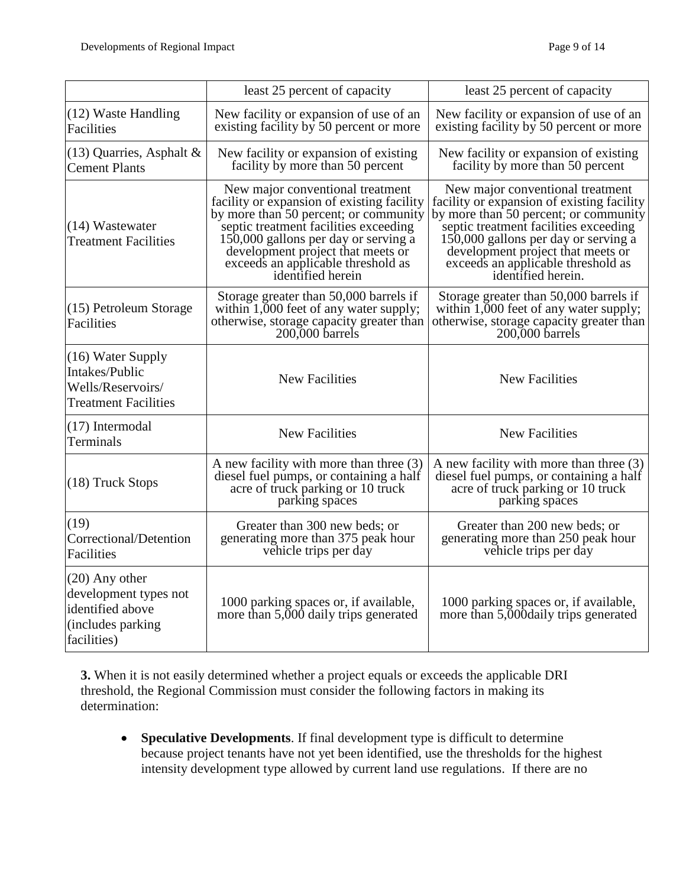|  |  |  |
|---|---|---|
|  | least 25 percent of capacity | least 25 percent of capacity |
| (12) Waste Handling Facilities | New facility or expansion of use of an existing facility by 50 percent or more | New facility or expansion of use of an existing facility by 50 percent or more |
| (13) Quarries, Asphalt & Cement Plants | New facility or expansion of existing facility by more than 50 percent | New facility or expansion of existing facility by more than 50 percent |
| (14) Wastewater Treatment Facilities | New major conventional treatment facility or expansion of existing facility by more than 50 percent; or community septic treatment facilities exceeding 150,000 gallons per day or serving a development project that meets or exceeds an applicable threshold as identified herein | New major conventional treatment facility or expansion of existing facility by more than 50 percent; or community septic treatment facilities exceeding 150,000 gallons per day or serving a development project that meets or exceeds an applicable threshold as identified herein. |
| (15) Petroleum Storage Facilities | Storage greater than 50,000 barrels if within 1,000 feet of any water supply; otherwise, storage capacity greater than 200,000 barrels | Storage greater than 50,000 barrels if within 1,000 feet of any water supply; otherwise, storage capacity greater than 200,000 barrels |
| (16) Water Supply Intakes/Public Wells/Reservoirs/ Treatment Facilities | New Facilities | New Facilities |
| (17) Intermodal Terminals | New Facilities | New Facilities |
| (18) Truck Stops | A new facility with more than three (3) diesel fuel pumps, or containing a half acre of truck parking or 10 truck parking spaces | A new facility with more than three (3) diesel fuel pumps, or containing a half acre of truck parking or 10 truck parking spaces |
| (19) Correctional/Detention Facilities | Greater than 300 new beds; or generating more than 375 peak hour vehicle trips per day | Greater than 200 new beds; or generating more than 250 peak hour vehicle trips per day |
| (20) Any other development types not identified above (includes parking facilities) | 1000 parking spaces or, if available, more than 5,000 daily trips generated | 1000 parking spaces or, if available, more than 5,000daily trips generated |

**3.** When it is not easily determined whether a project equals or exceeds the applicable DRI threshold, the Regional Commission must consider the following factors in making its determination:

- **Speculative Developments**. If final development type is difficult to determine because project tenants have not yet been identified, use the thresholds for the highest intensity development type allowed by current land use regulations. If there are no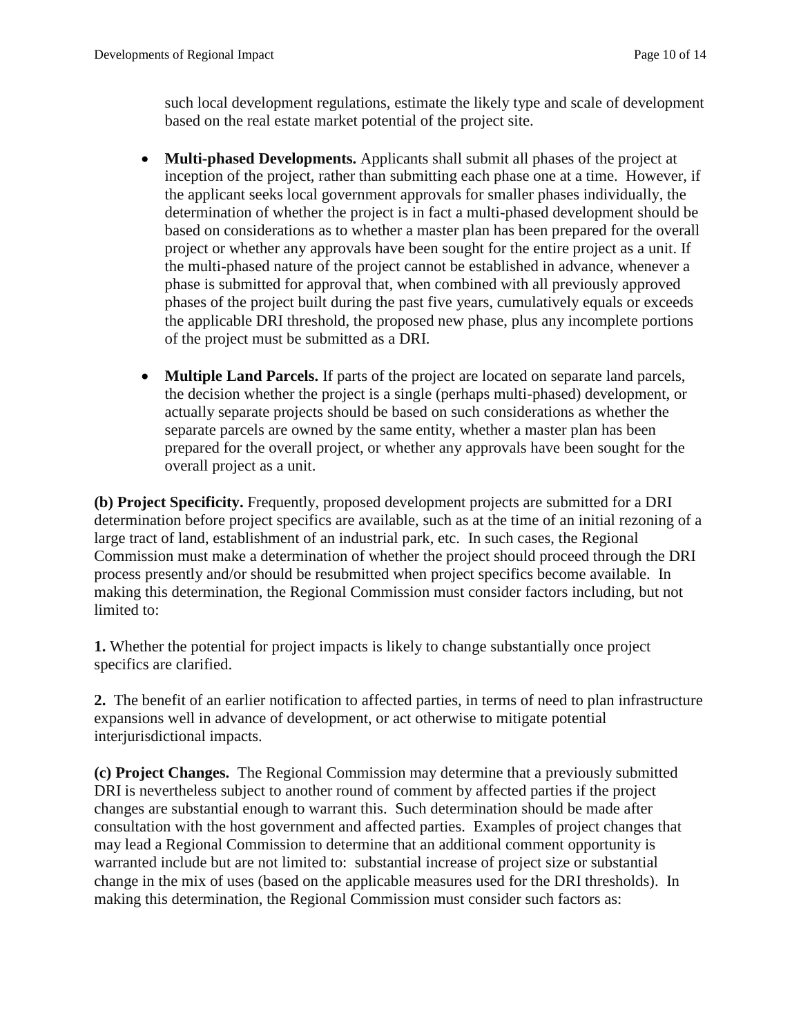such local development regulations, estimate the likely type and scale of development based on the real estate market potential of the project site.

- **Multi-phased Developments.** Applicants shall submit all phases of the project at inception of the project, rather than submitting each phase one at a time. However, if the applicant seeks local government approvals for smaller phases individually, the determination of whether the project is in fact a multi-phased development should be based on considerations as to whether a master plan has been prepared for the overall project or whether any approvals have been sought for the entire project as a unit. If the multi-phased nature of the project cannot be established in advance, whenever a phase is submitted for approval that, when combined with all previously approved phases of the project built during the past five years, cumulatively equals or exceeds the applicable DRI threshold, the proposed new phase, plus any incomplete portions of the project must be submitted as a DRI.

- **Multiple Land Parcels.** If parts of the project are located on separate land parcels, the decision whether the project is a single (perhaps multi-phased) development, or actually separate projects should be based on such considerations as whether the separate parcels are owned by the same entity, whether a master plan has been prepared for the overall project, or whether any approvals have been sought for the overall project as a unit.

**(b) Project Specificity.** Frequently, proposed development projects are submitted for a DRI determination before project specifics are available, such as at the time of an initial rezoning of a large tract of land, establishment of an industrial park, etc. In such cases, the Regional Commission must make a determination of whether the project should proceed through the DRI process presently and/or should be resubmitted when project specifics become available. In making this determination, the Regional Commission must consider factors including, but not limited to:

**1.** Whether the potential for project impacts is likely to change substantially once project specifics are clarified.

**2.** The benefit of an earlier notification to affected parties, in terms of need to plan infrastructure expansions well in advance of development, or act otherwise to mitigate potential interjurisdictional impacts.

**(c) Project Changes.** The Regional Commission may determine that a previously submitted DRI is nevertheless subject to another round of comment by affected parties if the project changes are substantial enough to warrant this. Such determination should be made after consultation with the host government and affected parties. Examples of project changes that may lead a Regional Commission to determine that an additional comment opportunity is warranted include but are not limited to: substantial increase of project size or substantial change in the mix of uses (based on the applicable measures used for the DRI thresholds). In making this determination, the Regional Commission must consider such factors as: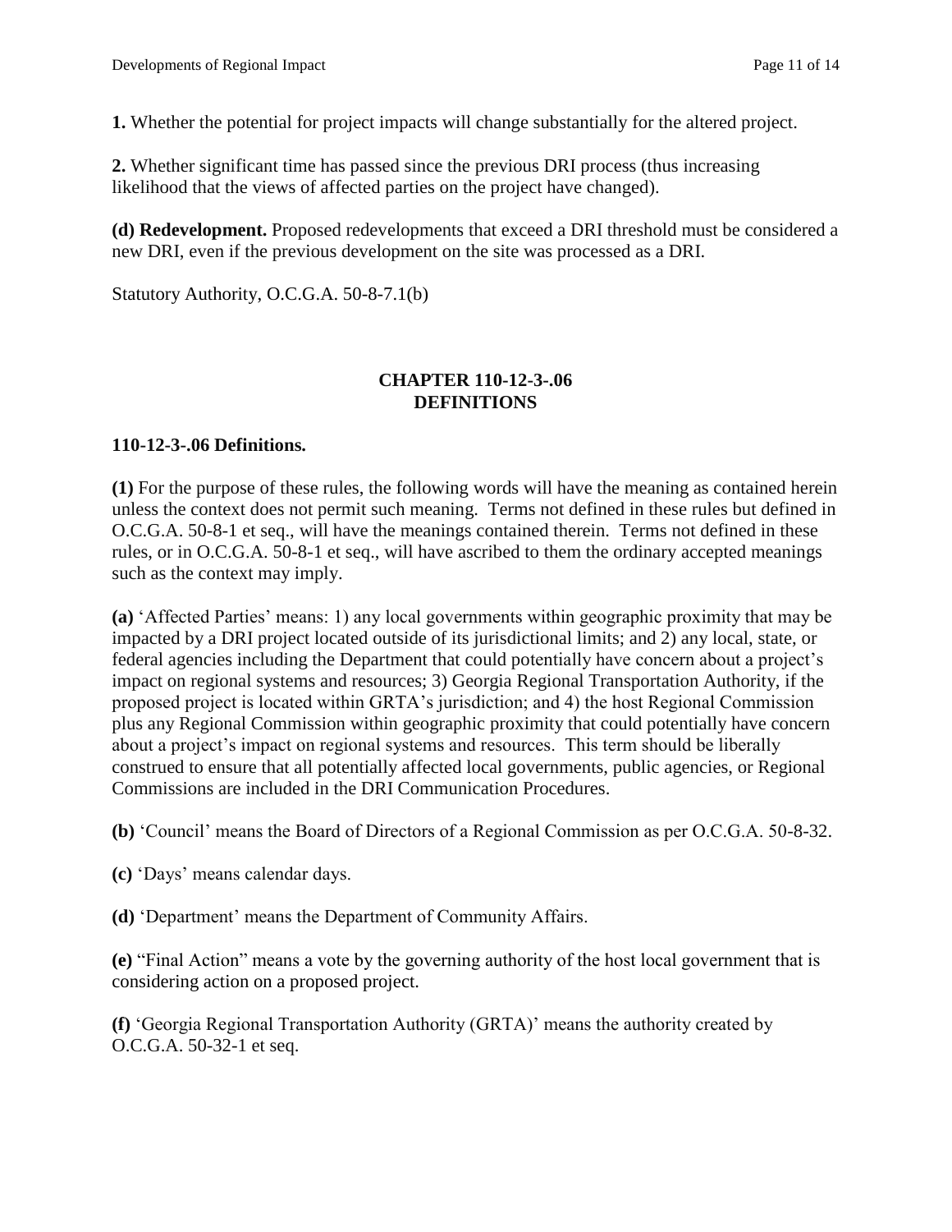**1.** Whether the potential for project impacts will change substantially for the altered project.

**2.** Whether significant time has passed since the previous DRI process (thus increasing likelihood that the views of affected parties on the project have changed).

**(d) Redevelopment.** Proposed redevelopments that exceed a DRI threshold must be considered a new DRI, even if the previous development on the site was processed as a DRI.

Statutory Authority, O.C.G.A. 50-8-7.1(b)

## CHAPTER 110-12-3-.06 DEFINITIONS

### 110-12-3-.06 Definitions.

**(1)** For the purpose of these rules, the following words will have the meaning as contained herein unless the context does not permit such meaning. Terms not defined in these rules but defined in O.C.G.A. 50-8-1 et seq., will have the meanings contained therein. Terms not defined in these rules, or in O.C.G.A. 50-8-1 et seq., will have ascribed to them the ordinary accepted meanings such as the context may imply.

**(a)** 'Affected Parties' means: 1) any local governments within geographic proximity that may be impacted by a DRI project located outside of its jurisdictional limits; and 2) any local, state, or federal agencies including the Department that could potentially have concern about a project's impact on regional systems and resources; 3) Georgia Regional Transportation Authority, if the proposed project is located within GRTA's jurisdiction; and 4) the host Regional Commission plus any Regional Commission within geographic proximity that could potentially have concern about a project's impact on regional systems and resources. This term should be liberally construed to ensure that all potentially affected local governments, public agencies, or Regional Commissions are included in the DRI Communication Procedures.

**(b)** 'Council' means the Board of Directors of a Regional Commission as per O.C.G.A. 50-8-32.

**(c)** 'Days' means calendar days.

**(d)** 'Department' means the Department of Community Affairs.

**(e)** "Final Action" means a vote by the governing authority of the host local government that is considering action on a proposed project.

**(f)** 'Georgia Regional Transportation Authority (GRTA)' means the authority created by O.C.G.A. 50-32-1 et seq.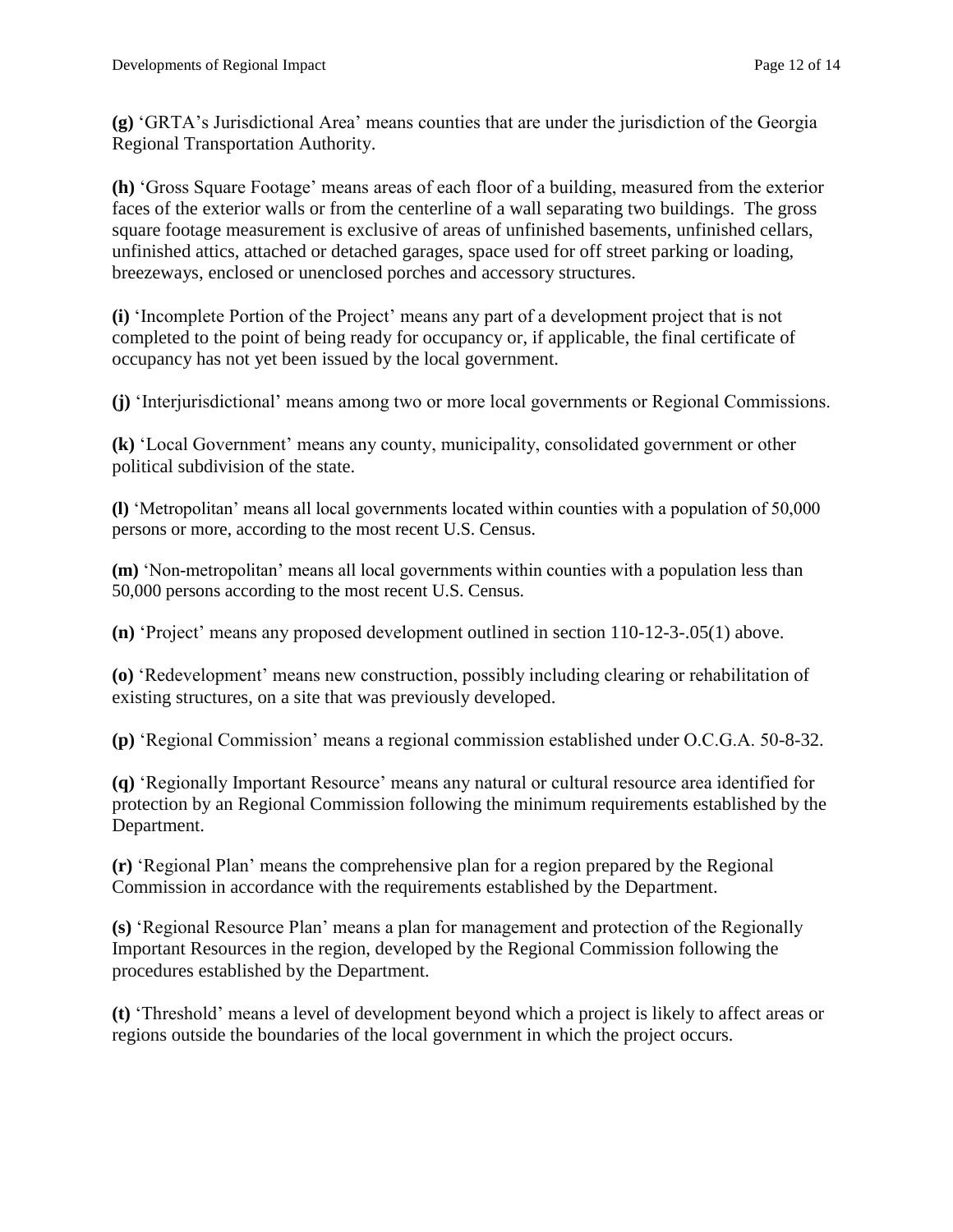**(g)** 'GRTA's Jurisdictional Area' means counties that are under the jurisdiction of the Georgia Regional Transportation Authority.

**(h)** 'Gross Square Footage' means areas of each floor of a building, measured from the exterior faces of the exterior walls or from the centerline of a wall separating two buildings. The gross square footage measurement is exclusive of areas of unfinished basements, unfinished cellars, unfinished attics, attached or detached garages, space used for off street parking or loading, breezeways, enclosed or unenclosed porches and accessory structures.

**(i)** 'Incomplete Portion of the Project' means any part of a development project that is not completed to the point of being ready for occupancy or, if applicable, the final certificate of occupancy has not yet been issued by the local government.

**(j)** 'Interjurisdictional' means among two or more local governments or Regional Commissions.

**(k)** 'Local Government' means any county, municipality, consolidated government or other political subdivision of the state.

**(l)** 'Metropolitan' means all local governments located within counties with a population of 50,000 persons or more, according to the most recent U.S. Census.

**(m)** 'Non-metropolitan' means all local governments within counties with a population less than 50,000 persons according to the most recent U.S. Census.

**(n)** 'Project' means any proposed development outlined in section 110-12-3-.05(1) above.

**(o)** 'Redevelopment' means new construction, possibly including clearing or rehabilitation of existing structures, on a site that was previously developed.

**(p)** 'Regional Commission' means a regional commission established under O.C.G.A. 50-8-32.

**(q)** 'Regionally Important Resource' means any natural or cultural resource area identified for protection by an Regional Commission following the minimum requirements established by the Department.

**(r)** 'Regional Plan' means the comprehensive plan for a region prepared by the Regional Commission in accordance with the requirements established by the Department.

**(s)** 'Regional Resource Plan' means a plan for management and protection of the Regionally Important Resources in the region, developed by the Regional Commission following the procedures established by the Department.

**(t)** 'Threshold' means a level of development beyond which a project is likely to affect areas or regions outside the boundaries of the local government in which the project occurs.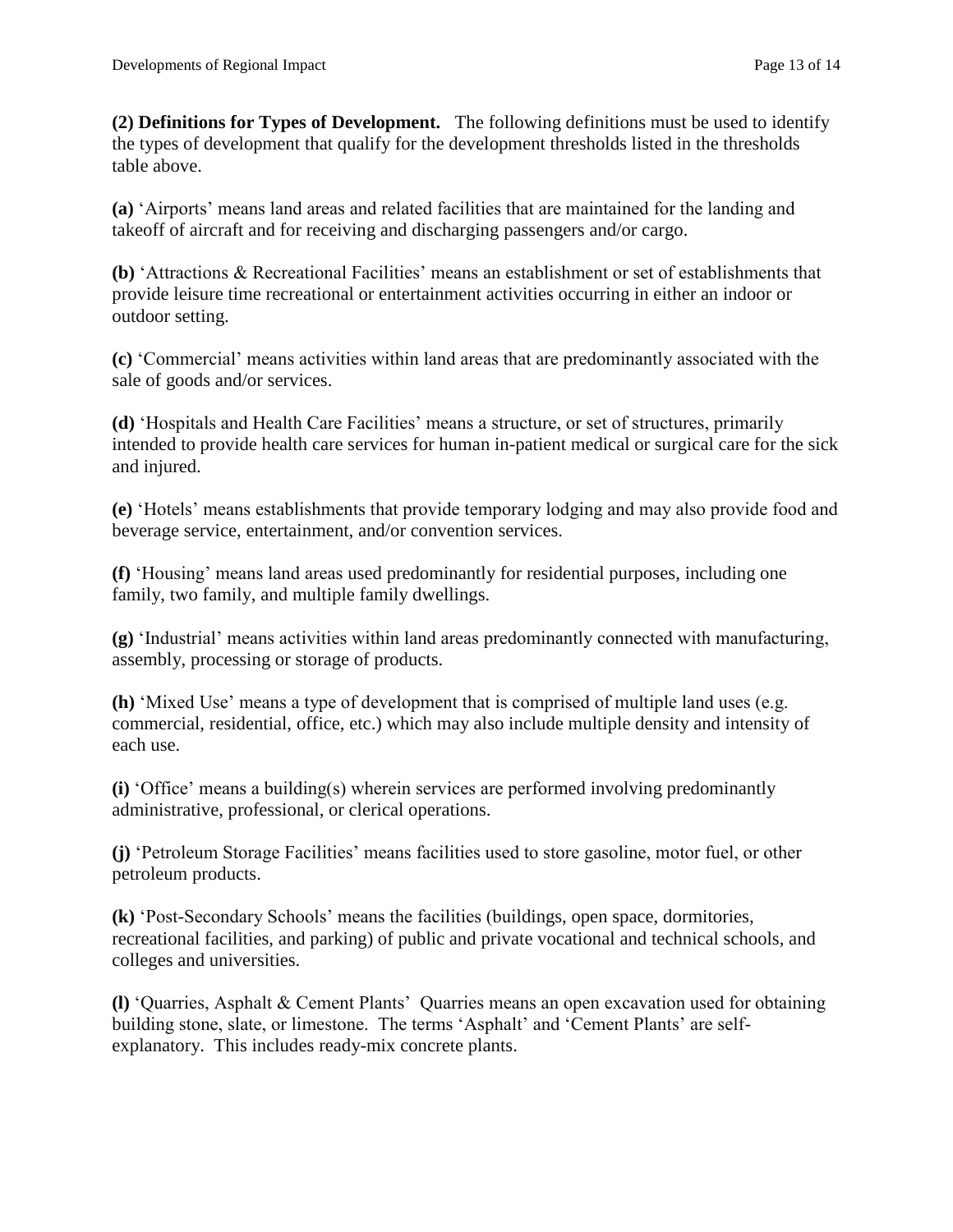**(2) Definitions for Types of Development.** The following definitions must be used to identify the types of development that qualify for the development thresholds listed in the thresholds table above.

**(a)** 'Airports' means land areas and related facilities that are maintained for the landing and takeoff of aircraft and for receiving and discharging passengers and/or cargo.

**(b)** 'Attractions & Recreational Facilities' means an establishment or set of establishments that provide leisure time recreational or entertainment activities occurring in either an indoor or outdoor setting.

**(c)** 'Commercial' means activities within land areas that are predominantly associated with the sale of goods and/or services.

**(d)** 'Hospitals and Health Care Facilities' means a structure, or set of structures, primarily intended to provide health care services for human in-patient medical or surgical care for the sick and injured.

**(e)** 'Hotels' means establishments that provide temporary lodging and may also provide food and beverage service, entertainment, and/or convention services.

**(f)** 'Housing' means land areas used predominantly for residential purposes, including one family, two family, and multiple family dwellings.

**(g)** 'Industrial' means activities within land areas predominantly connected with manufacturing, assembly, processing or storage of products.

**(h)** 'Mixed Use' means a type of development that is comprised of multiple land uses (e.g. commercial, residential, office, etc.) which may also include multiple density and intensity of each use.

**(i)** 'Office' means a building(s) wherein services are performed involving predominantly administrative, professional, or clerical operations.

**(j)** 'Petroleum Storage Facilities' means facilities used to store gasoline, motor fuel, or other petroleum products.

**(k)** 'Post-Secondary Schools' means the facilities (buildings, open space, dormitories, recreational facilities, and parking) of public and private vocational and technical schools, and colleges and universities.

**(l)** 'Quarries, Asphalt & Cement Plants' Quarries means an open excavation used for obtaining building stone, slate, or limestone. The terms 'Asphalt' and 'Cement Plants' are self-explanatory. This includes ready-mix concrete plants.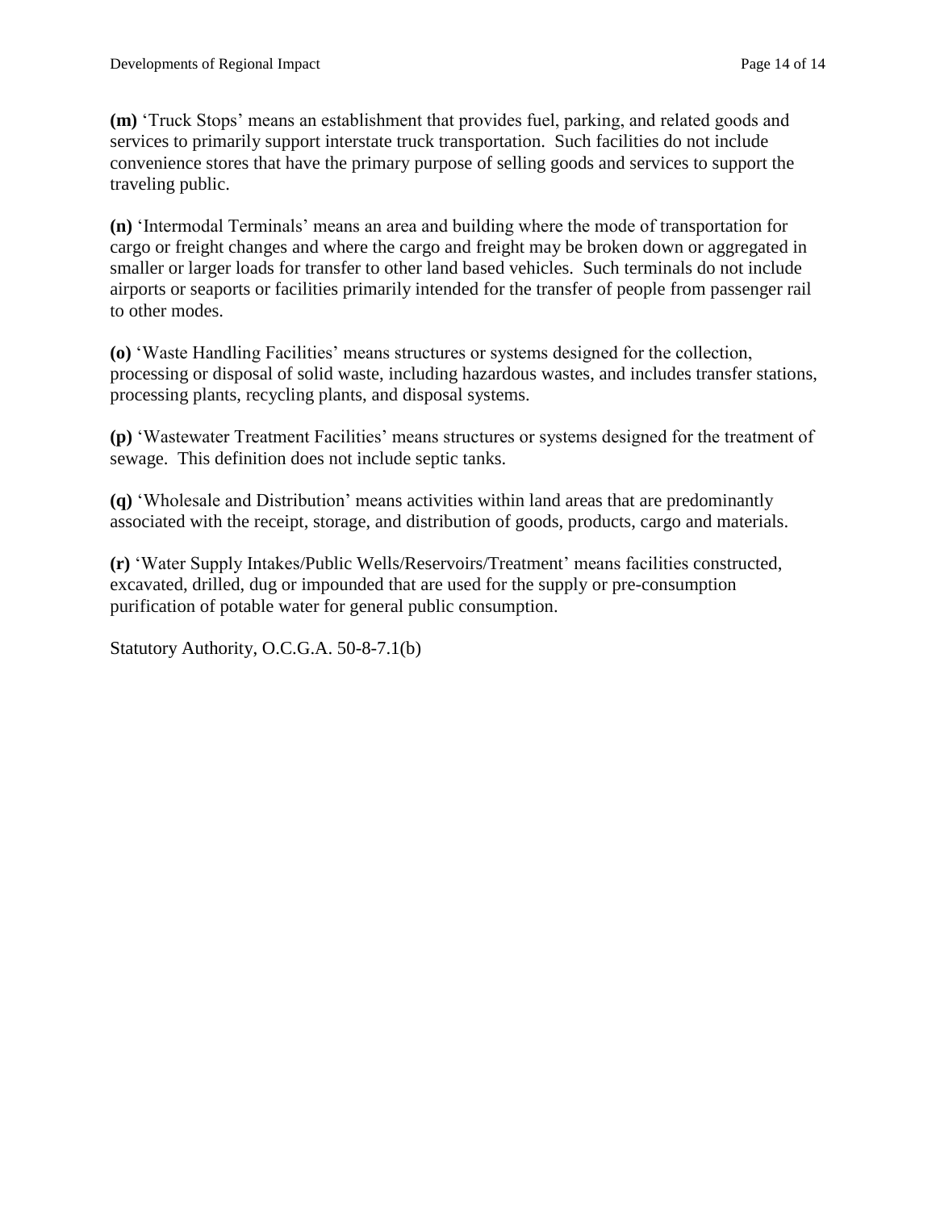**(m)** ‘Truck Stops’ means an establishment that provides fuel, parking, and related goods and services to primarily support interstate truck transportation. Such facilities do not include convenience stores that have the primary purpose of selling goods and services to support the traveling public.

**(n)** ‘Intermodal Terminals’ means an area and building where the mode of transportation for cargo or freight changes and where the cargo and freight may be broken down or aggregated in smaller or larger loads for transfer to other land based vehicles. Such terminals do not include airports or seaports or facilities primarily intended for the transfer of people from passenger rail to other modes.

**(o)** ‘Waste Handling Facilities’ means structures or systems designed for the collection, processing or disposal of solid waste, including hazardous wastes, and includes transfer stations, processing plants, recycling plants, and disposal systems.

**(p)** ‘Wastewater Treatment Facilities’ means structures or systems designed for the treatment of sewage. This definition does not include septic tanks.

**(q)** ‘Wholesale and Distribution’ means activities within land areas that are predominantly associated with the receipt, storage, and distribution of goods, products, cargo and materials.

**(r)** ‘Water Supply Intakes/Public Wells/Reservoirs/Treatment’ means facilities constructed, excavated, drilled, dug or impounded that are used for the supply or pre-consumption purification of potable water for general public consumption.

Statutory Authority, O.C.G.A. 50-8-7.1(b)